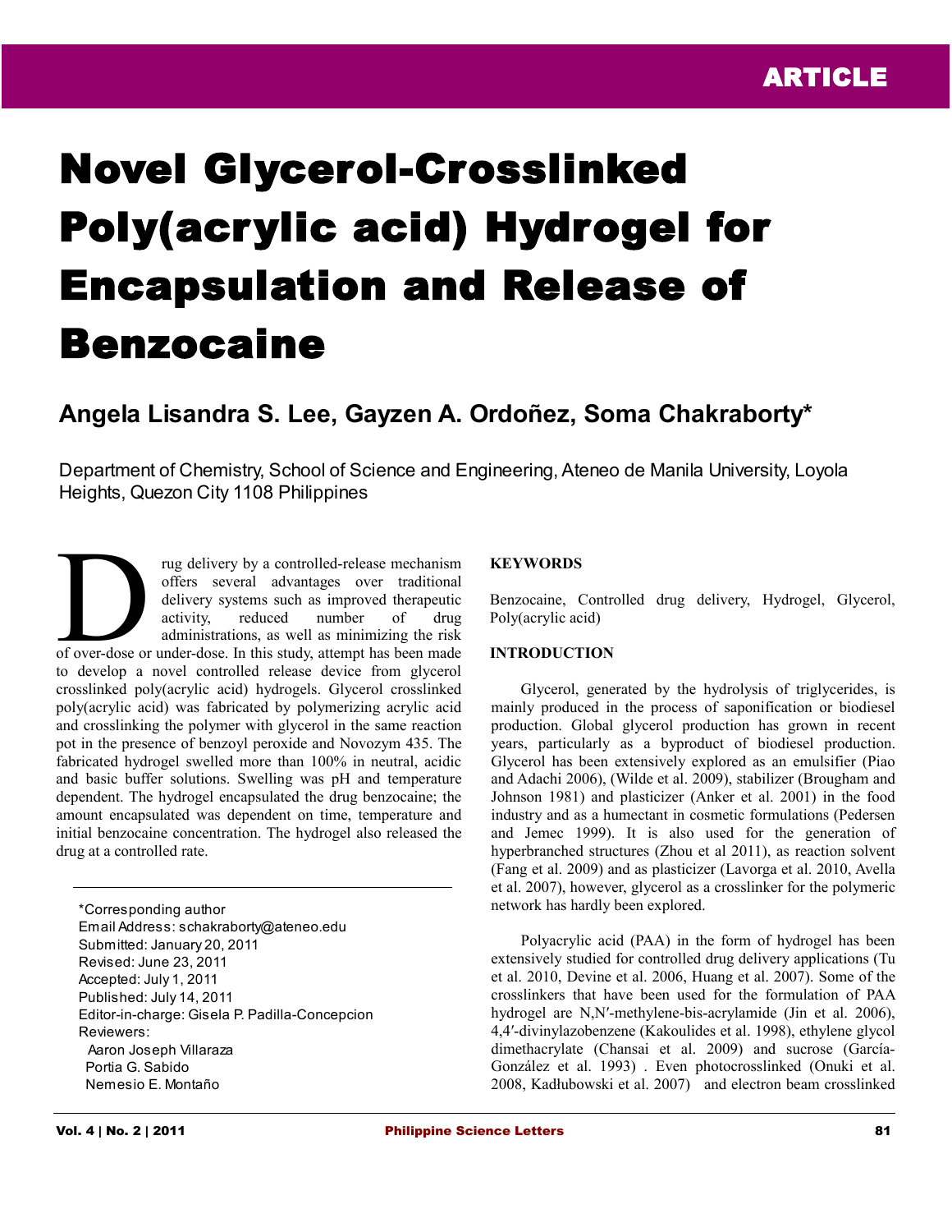ARTICLE

# Novel Glycerol-Crosslinked Poly(acrylic acid) Hydrogel for Encapsulation and Release of Benzocaine

**Angela Lisandra S. Lee, Gayzen A. Ordoñez, Soma Chakraborty***

Department of Chemistry, School of Science and Engineering, Ateneo de Manila University, Loyola Heights, Quezon City 1108 Philippines

Drug delivery by a controlled-release mechanism offers several advantages over traditional delivery systems such as improved therapeutic activity, reduced number of drug administrations, as well as minimizing the risk of over-dose or under-dose. In this study, attempt has been made to develop a novel controlled release device from glycerol crosslinked poly(acrylic acid) hydrogels. Glycerol crosslinked poly(acrylic acid) was fabricated by polymerizing acrylic acid and crosslinking the polymer with glycerol in the same reaction pot in the presence of benzoyl peroxide and Novozym 435. The fabricated hydrogel swelled more than 100% in neutral, acidic and basic buffer solutions. Swelling was pH and temperature dependent. The hydrogel encapsulated the drug benzocaine; the amount encapsulated was dependent on time, temperature and initial benzocaine concentration. The hydrogel also released the drug at a controlled rate.

---

*Corresponding author
Email Address: schakraborty@ateneo.edu
Submitted: January 20, 2011
Revised: June 23, 2011
Accepted: July 1, 2011
Published: July 14, 2011
Editor-in-charge: Gisela P. Padilla-Concepcion
Reviewers:
Aaron Joseph Villaraza
Portia G. Sabido
Nemesio E. Montaño

## KEYWORDS

Benzocaine, Controlled drug delivery, Hydrogel, Glycerol, Poly(acrylic acid)

## INTRODUCTION

Glycerol, generated by the hydrolysis of triglycerides, is mainly produced in the process of saponification or biodiesel production. Global glycerol production has grown in recent years, particularly as a byproduct of biodiesel production. Glycerol has been extensively explored as an emulsifier (Piao and Adachi 2006), (Wilde et al. 2009), stabilizer (Brougham and Johnson 1981) and plasticizer (Anker et al. 2001) in the food industry and as a humectant in cosmetic formulations (Pedersen and Jemec 1999). It is also used for the generation of hyperbranched structures (Zhou et al 2011), as reaction solvent (Fang et al. 2009) and as plasticizer (Lavorga et al. 2010, Avella et al. 2007), however, glycerol as a crosslinker for the polymeric network has hardly been explored.

Polyacrylic acid (PAA) in the form of hydrogel has been extensively studied for controlled drug delivery applications (Tu et al. 2010, Devine et al. 2006, Huang et al. 2007). Some of the crosslinkers that have been used for the formulation of PAA hydrogel are N,N′-methylene-bis-acrylamide (Jin et al. 2006), 4,4′-divinylazobenzene (Kakoulides et al. 1998), ethylene glycol dimethacrylate (Chansai et al. 2009) and sucrose (García-González et al. 1993) . Even photocrosslinked (Onuki et al. 2008, Kadłubowski et al. 2007) and electron beam crosslinked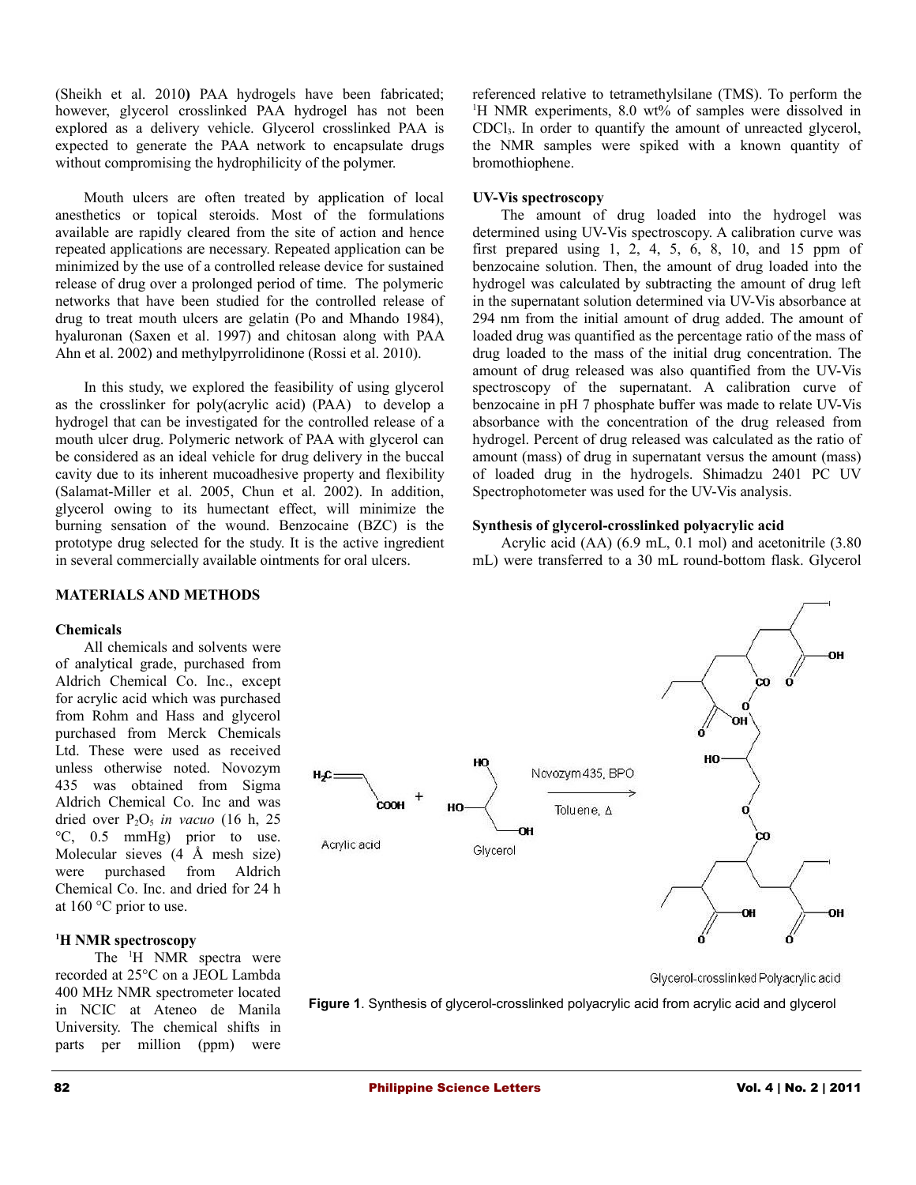(Sheikh et al. 2010) PAA hydrogels have been fabricated; however, glycerol crosslinked PAA hydrogel has not been explored as a delivery vehicle. Glycerol crosslinked PAA is expected to generate the PAA network to encapsulate drugs without compromising the hydrophilicity of the polymer.

Mouth ulcers are often treated by application of local anesthetics or topical steroids. Most of the formulations available are rapidly cleared from the site of action and hence repeated applications are necessary. Repeated application can be minimized by the use of a controlled release device for sustained release of drug over a prolonged period of time. The polymeric networks that have been studied for the controlled release of drug to treat mouth ulcers are gelatin (Po and Mhando 1984), hyaluronan (Saxen et al. 1997) and chitosan along with PAA Ahn et al. 2002) and methylpyrrolidinone (Rossi et al. 2010).

In this study, we explored the feasibility of using glycerol as the crosslinker for poly(acrylic acid) (PAA) to develop a hydrogel that can be investigated for the controlled release of a mouth ulcer drug. Polymeric network of PAA with glycerol can be considered as an ideal vehicle for drug delivery in the buccal cavity due to its inherent mucoadhesive property and flexibility (Salamat-Miller et al. 2005, Chun et al. 2002). In addition, glycerol owing to its humectant effect, will minimize the burning sensation of the wound. Benzocaine (BZC) is the prototype drug selected for the study. It is the active ingredient in several commercially available ointments for oral ulcers.

## MATERIALS AND METHODS

### Chemicals

All chemicals and solvents were of analytical grade, purchased from Aldrich Chemical Co. Inc., except for acrylic acid which was purchased from Rohm and Hass and glycerol purchased from Merck Chemicals Ltd. These were used as received unless otherwise noted. Novozym 435 was obtained from Sigma Aldrich Chemical Co. Inc and was dried over $P_2O_5$ *in vacuo* (16 h, 25 °C, 0.5 mmHg) prior to use. Molecular sieves (4 Å mesh size) were purchased from Aldrich Chemical Co. Inc. and dried for 24 h at 160 °C prior to use.

### $^1$H NMR spectroscopy

The $^1$H NMR spectra were recorded at 25°C on a JEOL Lambda 400 MHz NMR spectrometer located in NCIC at Ateneo de Manila University. The chemical shifts in parts per million (ppm) were referenced relative to tetramethylsilane (TMS). To perform the $^1$H NMR experiments, 8.0 wt% of samples were dissolved in $CDCl_3$. In order to quantify the amount of unreacted glycerol, the NMR samples were spiked with a known quantity of bromothiophene.

### UV-Vis spectroscopy

The amount of drug loaded into the hydrogel was determined using UV-Vis spectroscopy. A calibration curve was first prepared using 1, 2, 4, 5, 6, 8, 10, and 15 ppm of benzocaine solution. Then, the amount of drug loaded into the hydrogel was calculated by subtracting the amount of drug left in the supernatant solution determined via UV-Vis absorbance at 294 nm from the initial amount of drug added. The amount of loaded drug was quantified as the percentage ratio of the mass of drug loaded to the mass of the initial drug concentration. The amount of drug released was also quantified from the UV-Vis spectroscopy of the supernatant. A calibration curve of benzocaine in pH 7 phosphate buffer was made to relate UV-Vis absorbance with the concentration of the drug released from hydrogel. Percent of drug released was calculated as the ratio of amount (mass) of drug in supernatant versus the amount (mass) of loaded drug in the hydrogels. Shimadzu 2401 PC UV Spectrophotometer was used for the UV-Vis analysis.

### Synthesis of glycerol-crosslinked polyacrylic acid

Acrylic acid (AA) (6.9 mL, 0.1 mol) and acetonitrile (3.80 mL) were transferred to a 30 mL round-bottom flask. Glycerol

**Figure 1**. Synthesis of glycerol-crosslinked polyacrylic acid from acrylic acid and glycerol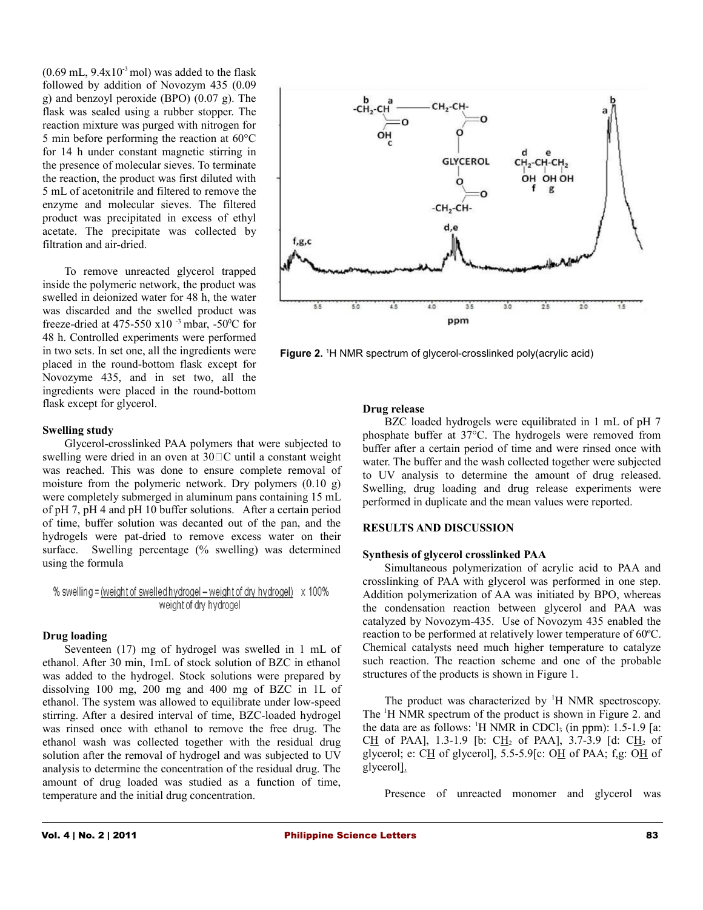(0.69 mL, $9.4\times10^{-3}$ mol) was added to the flask followed by addition of Novozym 435 (0.09 g) and benzoyl peroxide (BPO) (0.07 g). The flask was sealed using a rubber stopper. The reaction mixture was purged with nitrogen for 5 min before performing the reaction at 60°C for 14 h under constant magnetic stirring in the presence of molecular sieves. To terminate the reaction, the product was first diluted with 5 mL of acetonitrile and filtered to remove the enzyme and molecular sieves. The filtered product was precipitated in excess of ethyl acetate. The precipitate was collected by filtration and air-dried.

To remove unreacted glycerol trapped inside the polymeric network, the product was swelled in deionized water for 48 h, the water was discarded and the swelled product was freeze-dried at 475-550 $\times10^{-3}$ mbar, -50°C for 48 h. Controlled experiments were performed in two sets. In set one, all the ingredients were placed in the round-bottom flask except for Novozyme 435, and in set two, all the ingredients were placed in the round-bottom flask except for glycerol.

### Swelling study

Glycerol-crosslinked PAA polymers that were subjected to swelling were dried in an oven at 30°C until a constant weight was reached. This was done to ensure complete removal of moisture from the polymeric network. Dry polymers (0.10 g) were completely submerged in aluminum pans containing 15 mL of pH 7, pH 4 and pH 10 buffer solutions. After a certain period of time, buffer solution was decanted out of the pan, and the hydrogels were pat-dried to remove excess water on their surface. Swelling percentage (% swelling) was determined using the formula

$$\%\ \text{swelling} = \frac{\text{weight of swelled hydrogel} - \text{weight of dry hydrogel}}{\text{weight of dry hydrogel}} \times 100\%$$

### Drug loading

Seventeen (17) mg of hydrogel was swelled in 1 mL of ethanol. After 30 min, 1mL of stock solution of BZC in ethanol was added to the hydrogel. Stock solutions were prepared by dissolving 100 mg, 200 mg and 400 mg of BZC in 1L of ethanol. The system was allowed to equilibrate under low-speed stirring. After a desired interval of time, BZC-loaded hydrogel was rinsed once with ethanol to remove the free drug. The ethanol wash was collected together with the residual drug solution after the removal of hydrogel and was subjected to UV analysis to determine the concentration of the residual drug. The amount of drug loaded was studied as a function of time, temperature and the initial drug concentration.

**Figure 2.** [1]H NMR spectrum of glycerol-crosslinked poly(acrylic acid)

### Drug release

BZC loaded hydrogels were equilibrated in 1 mL of pH 7 phosphate buffer at 37°C. The hydrogels were removed from buffer after a certain period of time and were rinsed once with water. The buffer and the wash collected together were subjected to UV analysis to determine the amount of drug released. Swelling, drug loading and drug release experiments were performed in duplicate and the mean values were reported.

## RESULTS AND DISCUSSION

### Synthesis of glycerol crosslinked PAA

Simultaneous polymerization of acrylic acid to PAA and crosslinking of PAA with glycerol was performed in one step. Addition polymerization of AA was initiated by BPO, whereas the condensation reaction between glycerol and PAA was catalyzed by Novozym-435. Use of Novozym 435 enabled the reaction to be performed at relatively lower temperature of 60ºC. Chemical catalysts need much higher temperature to catalyze such reaction. The reaction scheme and one of the probable structures of the products is shown in Figure 1.

The product was characterized by $^1$H NMR spectroscopy. The $^1$H NMR spectrum of the product is shown in Figure 2. and the data are as follows: $^1$H NMR in $CDCl_3$ (in ppm): 1.5-1.9 [a: CH of PAA], 1.3-1.9 [b: $CH_2$ of PAA], 3.7-3.9 [d: $CH_2$ of glycerol; e: CH of glycerol], 5.5-5.9[c: OH of PAA; f,g: OH of glycerol].

Presence of unreacted monomer and glycerol was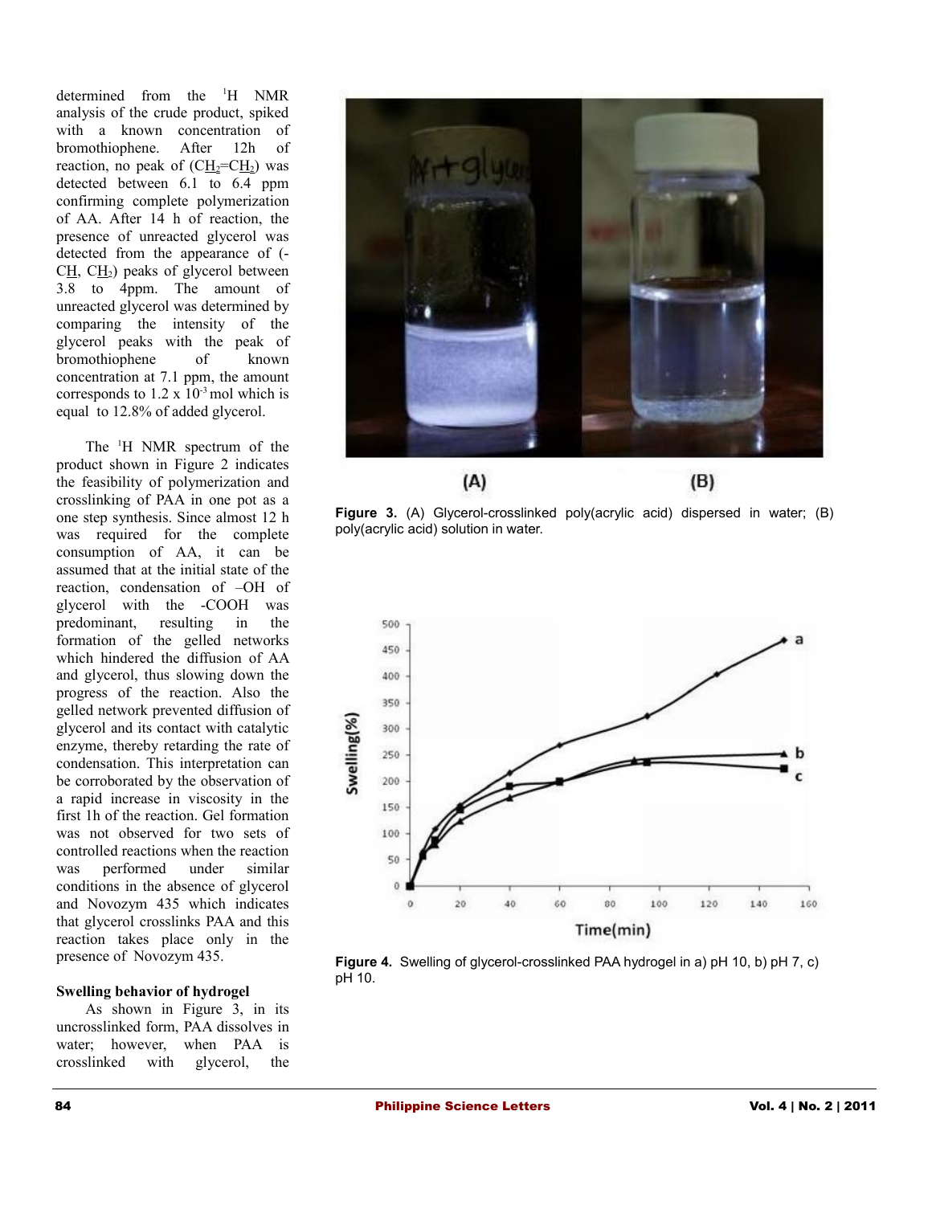determined from the $^{1}H$ NMR analysis of the crude product, spiked with a known concentration of bromothiophene. After 12h of reaction, no peak of ($C\underline{H}_2$=$C\underline{H}_2$) was detected between 6.1 to 6.4 ppm confirming complete polymerization of AA. After 14 h of reaction, the presence of unreacted glycerol was detected from the appearance of (-C$\underline{H}$, C$\underline{H}_2$) peaks of glycerol between 3.8 to 4ppm. The amount of unreacted glycerol was determined by comparing the intensity of the glycerol peaks with the peak of bromothiophene of known concentration at 7.1 ppm, the amount corresponds to $1.2 \times 10^{-3}$ mol which is equal to 12.8% of added glycerol.

The $^{1}H$ NMR spectrum of the product shown in Figure 2 indicates the feasibility of polymerization and crosslinking of PAA in one pot as a one step synthesis. Since almost 12 h was required for the complete consumption of AA, it can be assumed that at the initial state of the reaction, condensation of –OH of glycerol with the -COOH was predominant, resulting in the formation of the gelled networks which hindered the diffusion of AA and glycerol, thus slowing down the progress of the reaction. Also the gelled network prevented diffusion of glycerol and its contact with catalytic enzyme, thereby retarding the rate of condensation. This interpretation can be corroborated by the observation of a rapid increase in viscosity in the first 1h of the reaction. Gel formation was not observed for two sets of controlled reactions when the reaction was performed under similar conditions in the absence of glycerol and Novozym 435 which indicates that glycerol crosslinks PAA and this reaction takes place only in the presence of Novozym 435.

**Figure 3.** (A) Glycerol-crosslinked poly(acrylic acid) dispersed in water; (B) poly(acrylic acid) solution in water.

**Figure 4.** Swelling of glycerol-crosslinked PAA hydrogel in a) pH 10, b) pH 7, c) pH 10.

### Swelling behavior of hydrogel

As shown in Figure 3, in its uncrosslinked form, PAA dissolves in water; however, when PAA is crosslinked with glycerol, the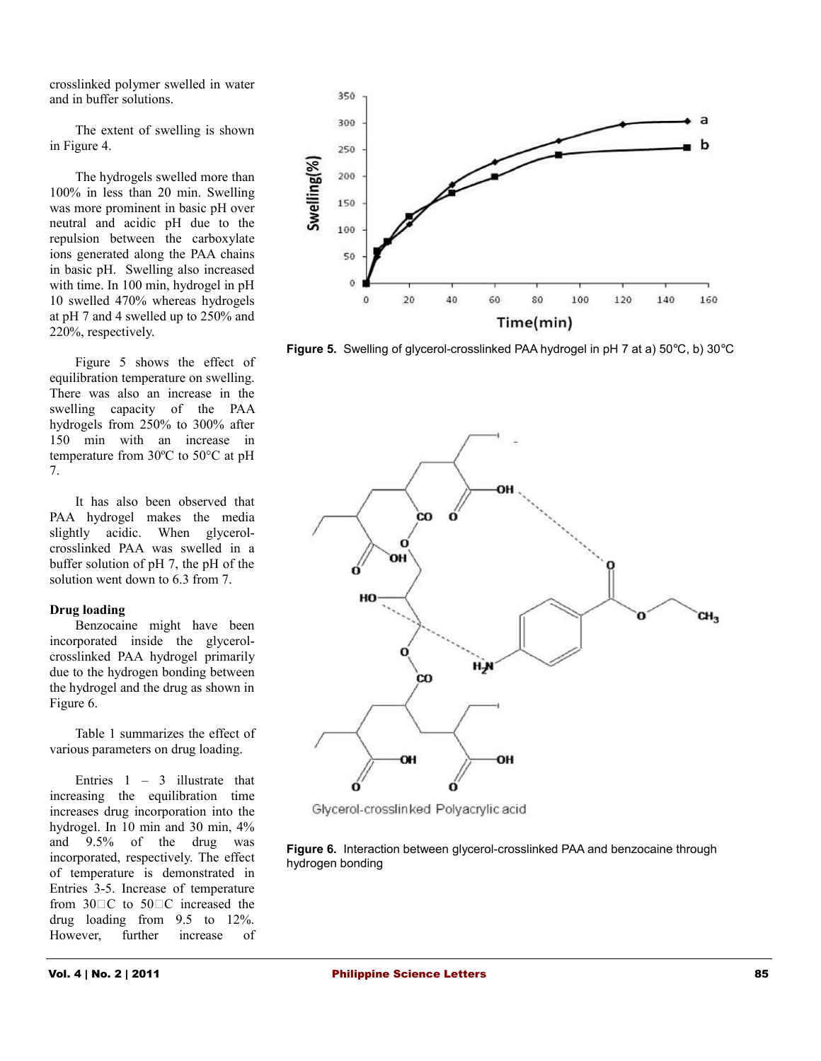crosslinked polymer swelled in water and in buffer solutions.

The extent of swelling is shown in Figure 4.

The hydrogels swelled more than 100% in less than 20 min. Swelling was more prominent in basic pH over neutral and acidic pH due to the repulsion between the carboxylate ions generated along the PAA chains in basic pH. Swelling also increased with time. In 100 min, hydrogel in pH 10 swelled 470% whereas hydrogels at pH 7 and 4 swelled up to 250% and 220%, respectively.

Figure 5 shows the effect of equilibration temperature on swelling. There was also an increase in the swelling capacity of the PAA hydrogels from 250% to 300% after 150 min with an increase in temperature from 30ºC to 50°C at pH 7.

It has also been observed that PAA hydrogel makes the media slightly acidic. When glycerol-crosslinked PAA was swelled in a buffer solution of pH 7, the pH of the solution went down to 6.3 from 7.

**Drug loading**

Benzocaine might have been incorporated inside the glycerol-crosslinked PAA hydrogel primarily due to the hydrogen bonding between the hydrogel and the drug as shown in Figure 6.

Table 1 summarizes the effect of various parameters on drug loading.

Entries 1 – 3 illustrate that increasing the equilibration time increases drug incorporation into the hydrogel. In 10 min and 30 min, 4% and 9.5% of the drug was incorporated, respectively. The effect of temperature is demonstrated in Entries 3-5. Increase of temperature from 30°C to 50°C increased the drug loading from 9.5 to 12%. However, further increase of

**Figure 5.** Swelling of glycerol-crosslinked PAA hydrogel in pH 7 at a) 50°C, b) 30°C

**Figure 6.** Interaction between glycerol-crosslinked PAA and benzocaine through hydrogen bonding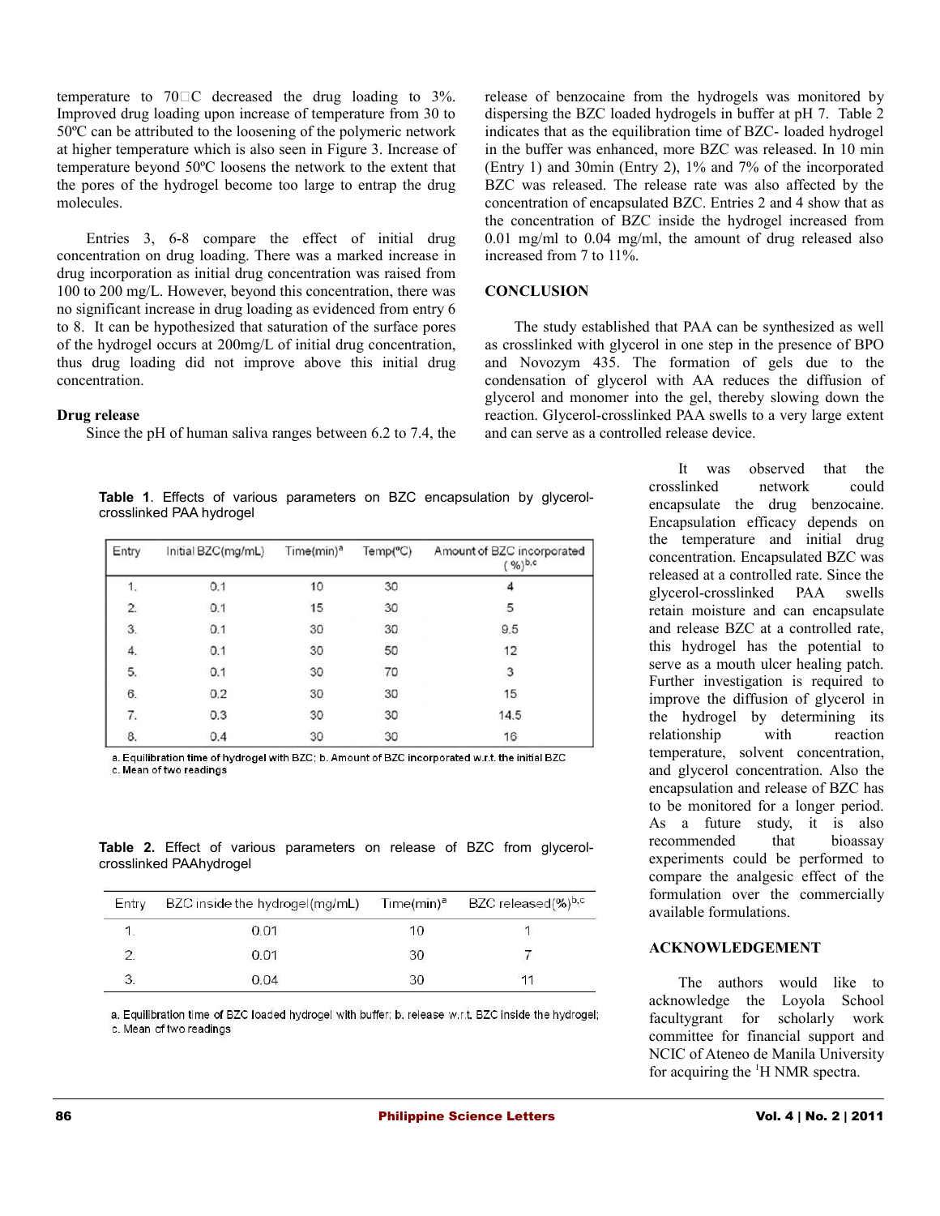temperature to 70□C decreased the drug loading to 3%. Improved drug loading upon increase of temperature from 30 to 50ºC can be attributed to the loosening of the polymeric network at higher temperature which is also seen in Figure 3. Increase of temperature beyond 50ºC loosens the network to the extent that the pores of the hydrogel become too large to entrap the drug molecules.

Entries 3, 6-8 compare the effect of initial drug concentration on drug loading. There was a marked increase in drug incorporation as initial drug concentration was raised from 100 to 200 mg/L. However, beyond this concentration, there was no significant increase in drug loading as evidenced from entry 6 to 8. It can be hypothesized that saturation of the surface pores of the hydrogel occurs at 200mg/L of initial drug concentration, thus drug loading did not improve above this initial drug concentration.

### Drug release

Since the pH of human saliva ranges between 6.2 to 7.4, the release of benzocaine from the hydrogels was monitored by dispersing the BZC loaded hydrogels in buffer at pH 7. Table 2 indicates that as the equilibration time of BZC- loaded hydrogel in the buffer was enhanced, more BZC was released. In 10 min (Entry 1) and 30min (Entry 2), 1% and 7% of the incorporated BZC was released. The release rate was also affected by the concentration of encapsulated BZC. Entries 2 and 4 show that as the concentration of BZC inside the hydrogel increased from 0.01 mg/ml to 0.04 mg/ml, the amount of drug released also increased from 7 to 11%.

## CONCLUSION

The study established that PAA can be synthesized as well as crosslinked with glycerol in one step in the presence of BPO and Novozym 435. The formation of gels due to the condensation of glycerol with AA reduces the diffusion of glycerol and monomer into the gel, thereby slowing down the reaction. Glycerol-crosslinked PAA swells to a very large extent and can serve as a controlled release device.

It was observed that the crosslinked network could encapsulate the drug benzocaine. Encapsulation efficacy depends on the temperature and initial drug concentration. Encapsulated BZC was released at a controlled rate. Since the glycerol-crosslinked PAA swells retain moisture and can encapsulate and release BZC at a controlled rate, this hydrogel has the potential to serve as a mouth ulcer healing patch. Further investigation is required to improve the diffusion of glycerol in the hydrogel by determining its relationship with reaction temperature, solvent concentration, and glycerol concentration. Also the encapsulation and release of BZC has to be monitored for a longer period. As a future study, it is also recommended that bioassay experiments could be performed to compare the analgesic effect of the formulation over the commercially available formulations.

**Table 1**. Effects of various parameters on BZC encapsulation by glycerol-crosslinked PAA hydrogel

| Entry | Initial BZC(mg/mL) | Time(min)[a] | Temp(°C) | Amount of BZC incorporated (%)[b,c] |
|---|---|---|---|---|
| 1. | 0.1 | 10 | 30 | 4 |
| 2. | 0.1 | 15 | 30 | 5 |
| 3. | 0.1 | 30 | 30 | 9.5 |
| 4. | 0.1 | 30 | 50 | 12 |
| 5. | 0.1 | 30 | 70 | 3 |
| 6. | 0.2 | 30 | 30 | 15 |
| 7. | 0.3 | 30 | 30 | 14.5 |
| 8. | 0.4 | 30 | 30 | 16 |

a. Equilibration time of hydrogel with BZC; b. Amount of BZC incorporated w.r.t. the initial BZC
c. Mean of two readings

**Table 2.** Effect of various parameters on release of BZC from glycerol-crosslinked PAAhydrogel

| Entry | BZC inside the hydrogel(mg/mL) | Time(min)[a] | BZC released(%)[b,c] |
|---|---|---|---|
| 1. | 0.01 | 10 | 1 |
| 2. | 0.01 | 30 | 7 |
| 3. | 0.04 | 30 | 11 |

a. Equilibration time of BZC loaded hydrogel with buffer; b. release w.r.t. BZC inside the hydrogel;
c. Mean of two readings

## ACKNOWLEDGEMENT

The authors would like to acknowledge the Loyola School facultygrant for scholarly work committee for financial support and NCIC of Ateneo de Manila University for acquiring the $^{1}$H NMR spectra.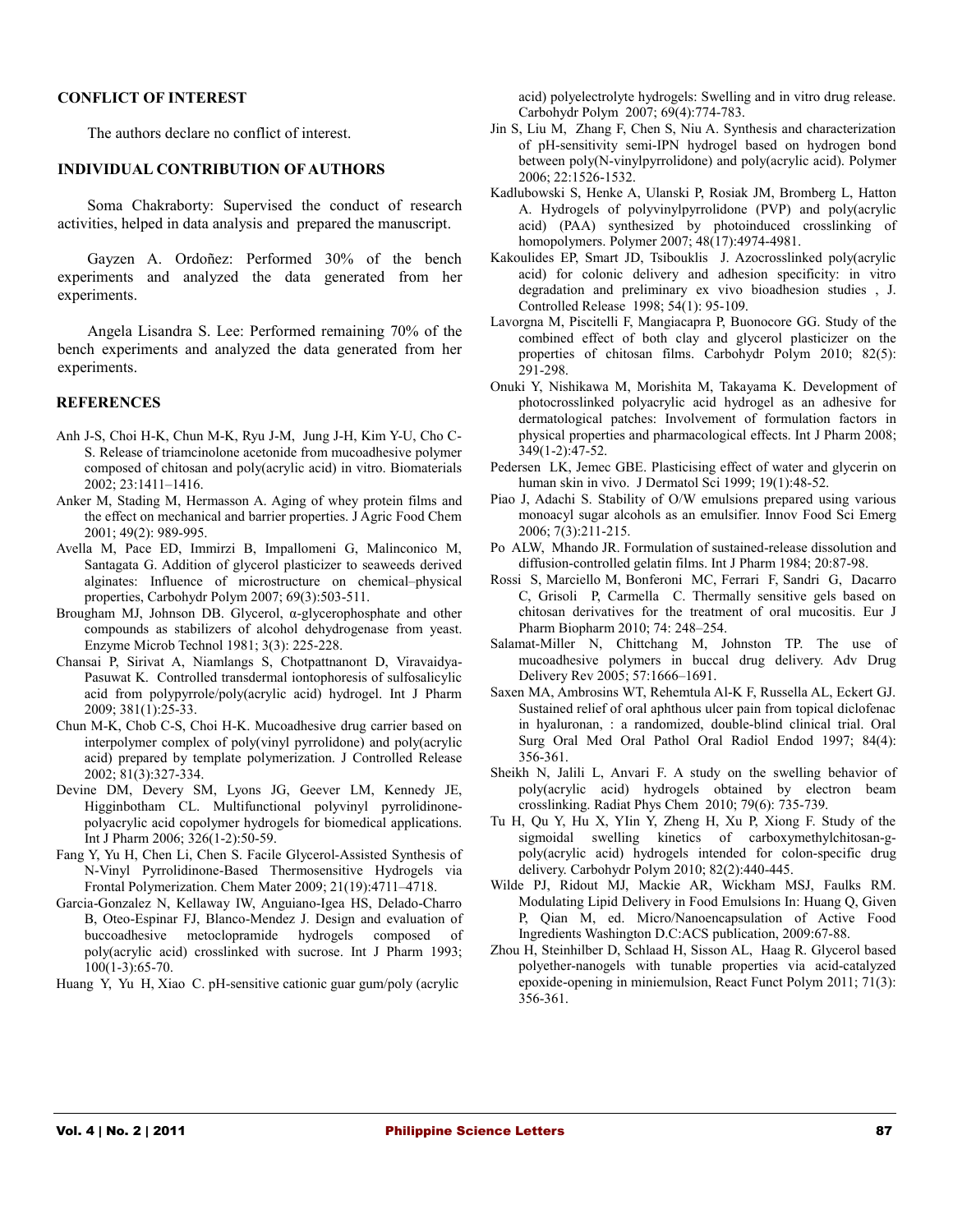## CONFLICT OF INTEREST

The authors declare no conflict of interest.

## INDIVIDUAL CONTRIBUTION OF AUTHORS

Soma Chakraborty: Supervised the conduct of research activities, helped in data analysis and prepared the manuscript.

Gayzen A. Ordoñez: Performed 30% of the bench experiments and analyzed the data generated from her experiments.

Angela Lisandra S. Lee: Performed remaining 70% of the bench experiments and analyzed the data generated from her experiments.

## REFERENCES

Anh J-S, Choi H-K, Chun M-K, Ryu J-M, Jung J-H, Kim Y-U, Cho C-S. Release of triamcinolone acetonide from mucoadhesive polymer composed of chitosan and poly(acrylic acid) in vitro. Biomaterials 2002; 23:1411–1416.

Anker M, Stading M, Hermasson A. Aging of whey protein films and the effect on mechanical and barrier properties. J Agric Food Chem 2001; 49(2): 989-995.

Avella M, Pace ED, Immirzi B, Impallomeni G, Malinconico M, Santagata G. Addition of glycerol plasticizer to seaweeds derived alginates: Influence of microstructure on chemical–physical properties, Carbohydr Polym 2007; 69(3):503-511.

Brougham MJ, Johnson DB. Glycerol, α-glycerophosphate and other compounds as stabilizers of alcohol dehydrogenase from yeast. Enzyme Microb Technol 1981; 3(3): 225-228.

Chansai P, Sirivat A, Niamlangs S, Chotpattnanont D, Viravaidya-Pasuwat K. Controlled transdermal iontophoresis of sulfosalicylic acid from polypyrrole/poly(acrylic acid) hydrogel. Int J Pharm 2009; 381(1):25-33.

Chun M-K, Chob C-S, Choi H-K. Mucoadhesive drug carrier based on interpolymer complex of poly(vinyl pyrrolidone) and poly(acrylic acid) prepared by template polymerization. J Controlled Release 2002; 81(3):327-334.

Devine DM, Devery SM, Lyons JG, Geever LM, Kennedy JE, Higginbotham CL. Multifunctional polyvinyl pyrrolidinone-polyacrylic acid copolymer hydrogels for biomedical applications. Int J Pharm 2006; 326(1-2):50-59.

Fang Y, Yu H, Chen Li, Chen S. Facile Glycerol-Assisted Synthesis of N-Vinyl Pyrrolidinone-Based Thermosensitive Hydrogels via Frontal Polymerization. Chem Mater 2009; 21(19):4711–4718.

Garcia-Gonzalez N, Kellaway IW, Anguiano-Igea HS, Delado-Charro B, Oteo-Espinar FJ, Blanco-Mendez J. Design and evaluation of buccoadhesive metoclopramide hydrogels composed of poly(acrylic acid) crosslinked with sucrose. Int J Pharm 1993; 100(1-3):65-70.

Huang Y, Yu H, Xiao C. pH-sensitive cationic guar gum/poly (acrylic acid) polyelectrolyte hydrogels: Swelling and in vitro drug release. Carbohydr Polym 2007; 69(4):774-783.

Jin S, Liu M, Zhang F, Chen S, Niu A. Synthesis and characterization of pH-sensitivity semi-IPN hydrogel based on hydrogen bond between poly(N-vinylpyrrolidone) and poly(acrylic acid). Polymer 2006; 22:1526-1532.

Kadlubowski S, Henke A, Ulanski P, Rosiak JM, Bromberg L, Hatton A. Hydrogels of polyvinylpyrrolidone (PVP) and poly(acrylic acid) (PAA) synthesized by photoinduced crosslinking of homopolymers. Polymer 2007; 48(17):4974-4981.

Kakoulides EP, Smart JD, Tsibouklis J. Azocrosslinked poly(acrylic acid) for colonic delivery and adhesion specificity: in vitro degradation and preliminary ex vivo bioadhesion studies , J. Controlled Release 1998; 54(1): 95-109.

Lavorgna M, Piscitelli F, Mangiacapra P, Buonocore GG. Study of the combined effect of both clay and glycerol plasticizer on the properties of chitosan films. Carbohydr Polym 2010; 82(5): 291-298.

Onuki Y, Nishikawa M, Morishita M, Takayama K. Development of photocrosslinked polyacrylic acid hydrogel as an adhesive for dermatological patches: Involvement of formulation factors in physical properties and pharmacological effects. Int J Pharm 2008; 349(1-2):47-52.

Pedersen LK, Jemec GBE. Plasticising effect of water and glycerin on human skin in vivo. J Dermatol Sci 1999; 19(1):48-52.

Piao J, Adachi S. Stability of O/W emulsions prepared using various monoacyl sugar alcohols as an emulsifier. Innov Food Sci Emerg 2006; 7(3):211-215.

Po ALW, Mhando JR. Formulation of sustained-release dissolution and diffusion-controlled gelatin films. Int J Pharm 1984; 20:87-98.

Rossi S, Marciello M, Bonferoni MC, Ferrari F, Sandri G, Dacarro C, Grisoli P, Carmella C. Thermally sensitive gels based on chitosan derivatives for the treatment of oral mucositis. Eur J Pharm Biopharm 2010; 74: 248–254.

Salamat-Miller N, Chittchang M, Johnston TP. The use of mucoadhesive polymers in buccal drug delivery. Adv Drug Delivery Rev 2005; 57:1666–1691.

Saxen MA, Ambrosins WT, Rehemtula Al-K F, Russella AL, Eckert GJ. Sustained relief of oral aphthous ulcer pain from topical diclofenac in hyaluronan, : a randomized, double-blind clinical trial. Oral Surg Oral Med Oral Pathol Oral Radiol Endod 1997; 84(4): 356-361.

Sheikh N, Jalili L, Anvari F. A study on the swelling behavior of poly(acrylic acid) hydrogels obtained by electron beam crosslinking. Radiat Phys Chem 2010; 79(6): 735-739.

Tu H, Qu Y, Hu X, YIin Y, Zheng H, Xu P, Xiong F. Study of the sigmoidal swelling kinetics of carboxymethylchitosan-g-poly(acrylic acid) hydrogels intended for colon-specific drug delivery. Carbohydr Polym 2010; 82(2):440-445.

Wilde PJ, Ridout MJ, Mackie AR, Wickham MSJ, Faulks RM. Modulating Lipid Delivery in Food Emulsions In: Huang Q, Given P, Qian M, ed. Micro/Nanoencapsulation of Active Food Ingredients Washington D.C:ACS publication, 2009:67-88.

Zhou H, Steinhilber D, Schlaad H, Sisson AL, Haag R. Glycerol based polyether-nanogels with tunable properties via acid-catalyzed epoxide-opening in miniemulsion, React Funct Polym 2011; 71(3): 356-361.